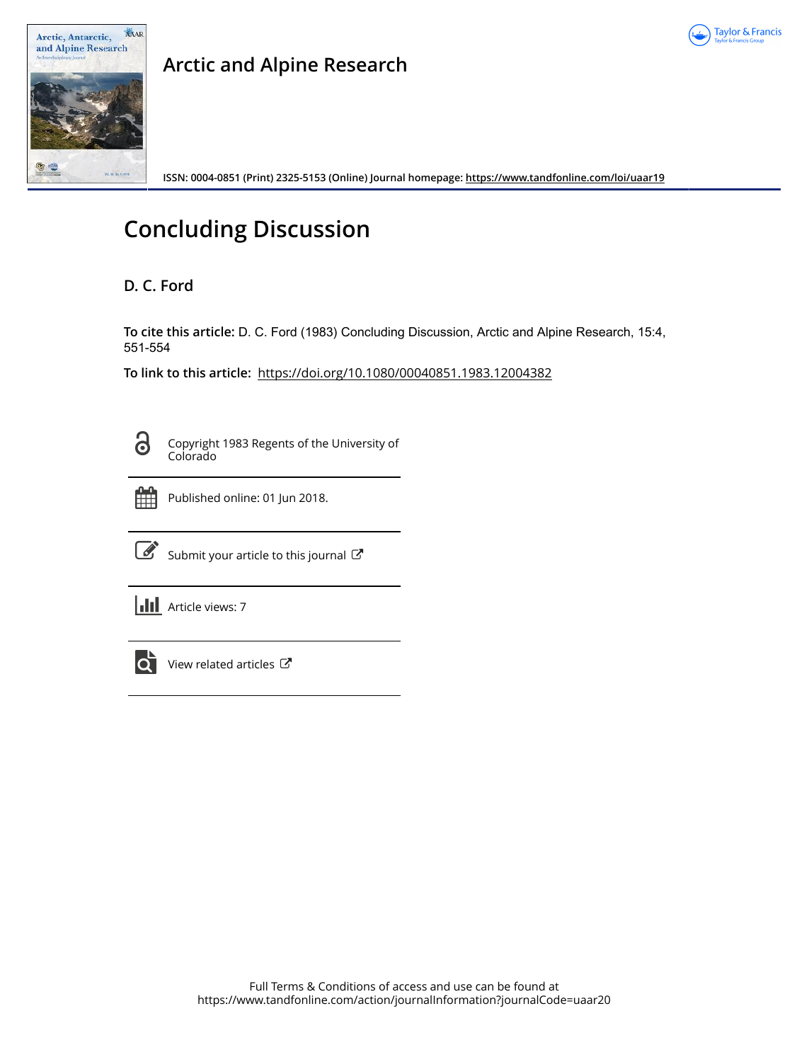# Arctic and Alpine Research

ISSN: 0004-0851 (Print) 2325-5153 (Online) Journal homepage: https://www.tandfonline.com/loi/uaar19

# Concluding Discussion

**D. C. Ford**

**To cite this article:** D. C. Ford (1983) Concluding Discussion, Arctic and Alpine Research, 15:4, 551-554

**To link to this article:** https://doi.org/10.1080/00040851.1983.12004382

Copyright 1983 Regents of the University of Colorado

Published online: 01 Jun 2018.

Submit your article to this journal

Article views: 7

View related articles

Full Terms & Conditions of access and use can be found at
https://www.tandfonline.com/action/journalInformation?journalCode=uaar20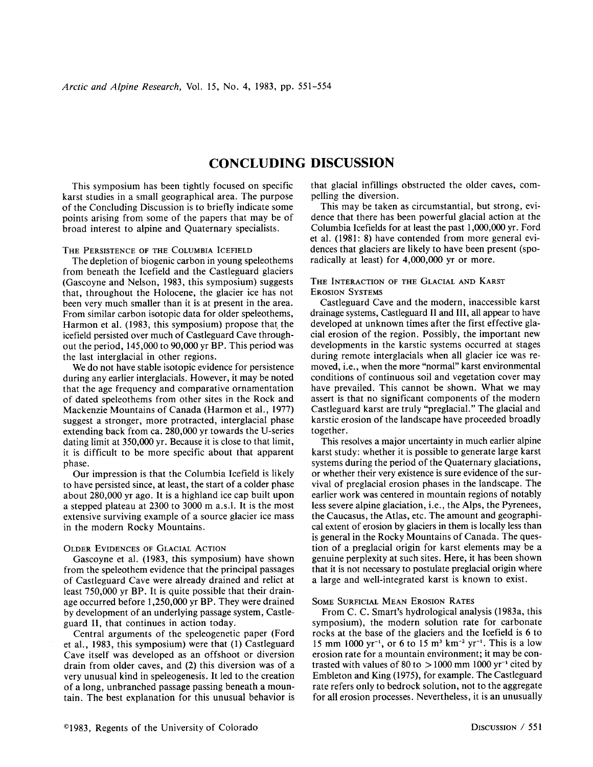# CONCLUDING DISCUSSION

This symposium has been tightly focused on specific karst studies in a small geographical area. The purpose of the Concluding Discussion is to briefly indicate some points arising from some of the papers that may be of broad interest to alpine and Quaternary specialists.

## The Persistence of the Columbia Icefield

The depletion of biogenic carbon in young speleothems from beneath the Icefield and the Castleguard glaciers (Gascoyne and Nelson, 1983, this symposium) suggests that, throughout the Holocene, the glacier ice has not been very much smaller than it is at present in the area. From similar carbon isotopic data for older speleothems, Harmon et al. (1983, this symposium) propose that the icefield persisted over much of Castleguard Cave throughout the period, 145,000 to 90,000 yr BP. This period was the last interglacial in other regions.

We do not have stable isotopic evidence for persistence during any earlier interglacials. However, it may be noted that the age frequency and comparative ornamentation of dated speleothems from other sites in the Rock and Mackenzie Mountains of Canada (Harmon et al., 1977) suggest a stronger, more protracted, interglacial phase extending back from ca. 280,000 yr towards the U-series dating limit at 350,000 yr. Because it is close to that limit, it is difficult to be more specific about that apparent phase.

Our impression is that the Columbia Icefield is likely to have persisted since, at least, the start of a colder phase about 280,000 yr ago. It is a highland ice cap built upon a stepped plateau at 2300 to 3000 m a.s.l. It is the most extensive surviving example of a source glacier ice mass in the modern Rocky Mountains.

## Older Evidences of Glacial Action

Gascoyne et al. (1983, this symposium) have shown from the speleothem evidence that the principal passages of Castleguard Cave were already drained and relict at least 750,000 yr BP. It is quite possible that their drainage occurred before 1,250,000 yr BP. They were drained by development of an underlying passage system, Castleguard II, that continues in action today.

Central arguments of the speleogenetic paper (Ford et al., 1983, this symposium) were that (1) Castleguard Cave itself was developed as an offshoot or diversion drain from older caves, and (2) this diversion was of a very unusual kind in speleogenesis. It led to the creation of a long, unbranched passage passing beneath a mountain. The best explanation for this unusual behavior is that glacial infillings obstructed the older caves, compelling the diversion.

This may be taken as circumstantial, but strong, evidence that there has been powerful glacial action at the Columbia Icefields for at least the past 1,000,000 yr. Ford et al. (1981: 8) have contended from more general evidences that glaciers are likely to have been present (sporadically at least) for 4,000,000 yr or more.

## The Interaction of the Glacial and Karst Erosion Systems

Castleguard Cave and the modern, inaccessible karst drainage systems, Castleguard II and III, all appear to have developed at unknown times after the first effective glacial erosion of the region. Possibly, the important new developments in the karstic systems occurred at stages during remote interglacials when all glacier ice was removed, i.e., when the more "normal" karst environmental conditions of continuous soil and vegetation cover may have prevailed. This cannot be shown. What we may assert is that no significant components of the modern Castleguard karst are truly "preglacial." The glacial and karstic erosion of the landscape have proceeded broadly together.

This resolves a major uncertainty in much earlier alpine karst study: whether it is possible to generate large karst systems during the period of the Quaternary glaciations, or whether their very existence is sure evidence of the survival of preglacial erosion phases in the landscape. The earlier work was centered in mountain regions of notably less severe alpine glaciation, i.e., the Alps, the Pyrenees, the Caucasus, the Atlas, etc. The amount and geographical extent of erosion by glaciers in them is locally less than is general in the Rocky Mountains of Canada. The question of a preglacial origin for karst elements may be a genuine perplexity at such sites. Here, it has been shown that it is not necessary to postulate preglacial origin where a large and well-integrated karst is known to exist.

## Some Surficial Mean Erosion Rates

From C. C. Smart's hydrological analysis (1983a, this symposium), the modern solution rate for carbonate rocks at the base of the glaciers and the Icefield is 6 to 15 mm 1000 $yr^{-1}$, or 6 to 15 $m^3$ $km^{-2}$ $yr^{-1}$. This is a low erosion rate for a mountain environment; it may be contrasted with values of 80 to >1000 mm 1000 $yr^{-1}$ cited by Embleton and King (1975), for example. The Castleguard rate refers only to bedrock solution, not to the aggregate for all erosion processes. Nevertheless, it is an unusually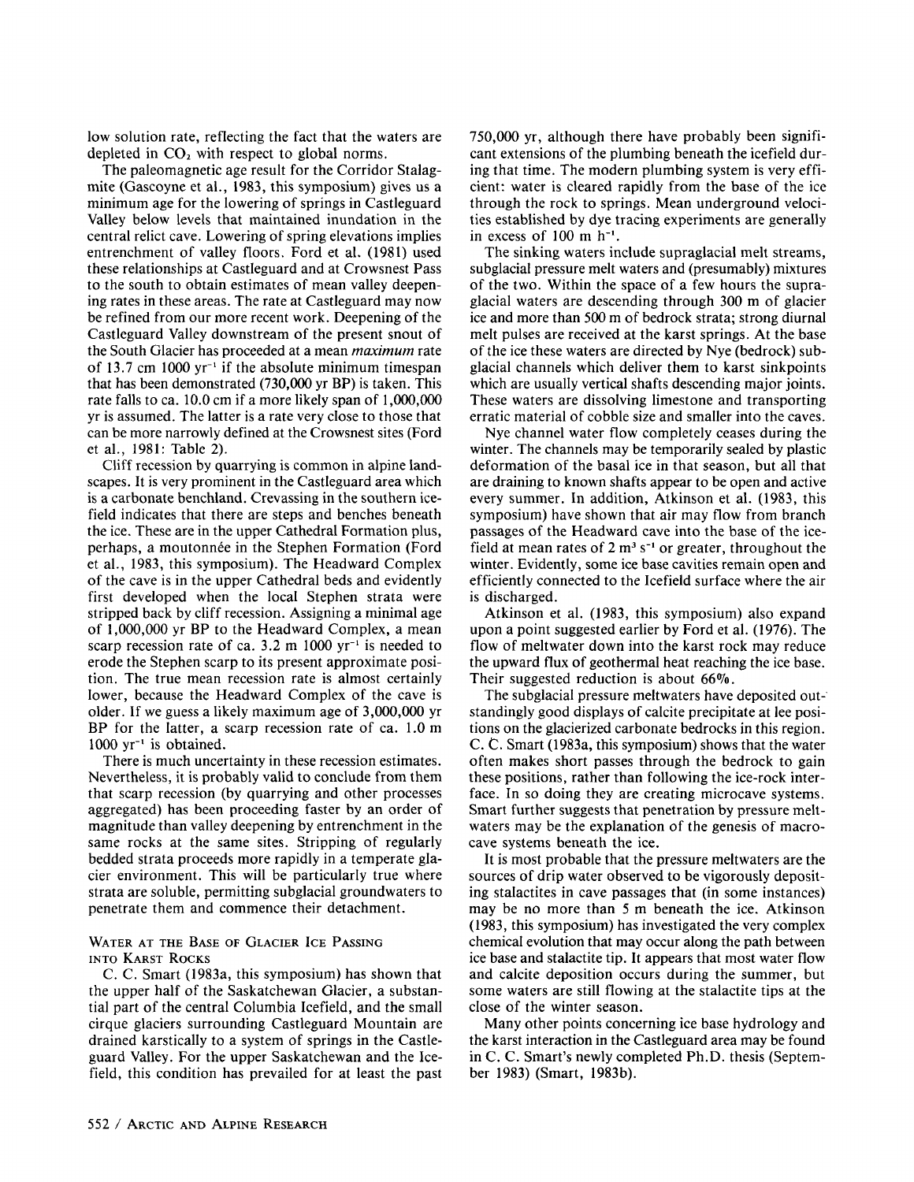low solution rate, reflecting the fact that the waters are depleted in $CO_2$ with respect to global norms.

The paleomagnetic age result for the Corridor Stalagmite (Gascoyne et al., 1983, this symposium) gives us a minimum age for the lowering of springs in Castleguard Valley below levels that maintained inundation in the central relict cave. Lowering of spring elevations implies entrenchment of valley floors. Ford et al. (1981) used these relationships at Castleguard and at Crowsnest Pass to the south to obtain estimates of mean valley deepening rates in these areas. The rate at Castleguard may now be refined from our more recent work. Deepening of the Castleguard Valley downstream of the present snout of the South Glacier has proceeded at a mean *maximum* rate of 13.7 cm 1000 $yr^{-1}$ if the absolute minimum timespan that has been demonstrated (730,000 yr BP) is taken. This rate falls to ca. 10.0 cm if a more likely span of 1,000,000 yr is assumed. The latter is a rate very close to those that can be more narrowly defined at the Crowsnest sites (Ford et al., 1981: Table 2).

Cliff recession by quarrying is common in alpine landscapes. It is very prominent in the Castleguard area which is a carbonate benchland. Crevassing in the southern icefield indicates that there are steps and benches beneath the ice. These are in the upper Cathedral Formation plus, perhaps, a moutonnée in the Stephen Formation (Ford et al., 1983, this symposium). The Headward Complex of the cave is in the upper Cathedral beds and evidently first developed when the local Stephen strata were stripped back by cliff recession. Assigning a minimal age of 1,000,000 yr BP to the Headward Complex, a mean scarp recession rate of ca. 3.2 m 1000 $yr^{-1}$ is needed to erode the Stephen scarp to its present approximate position. The true mean recession rate is almost certainly lower, because the Headward Complex of the cave is older. If we guess a likely maximum age of 3,000,000 yr BP for the latter, a scarp recession rate of ca. 1.0 m 1000 $yr^{-1}$ is obtained.

There is much uncertainty in these recession estimates. Nevertheless, it is probably valid to conclude from them that scarp recession (by quarrying and other processes aggregated) has been proceeding faster by an order of magnitude than valley deepening by entrenchment in the same rocks at the same sites. Stripping of regularly bedded strata proceeds more rapidly in a temperate glacier environment. This will be particularly true where strata are soluble, permitting subglacial groundwaters to penetrate them and commence their detachment.

## Water at the Base of Glacier Ice Passing into Karst Rocks

C. C. Smart (1983a, this symposium) has shown that the upper half of the Saskatchewan Glacier, a substantial part of the central Columbia Icefield, and the small cirque glaciers surrounding Castleguard Mountain are drained karstically to a system of springs in the Castleguard Valley. For the upper Saskatchewan and the Icefield, this condition has prevailed for at least the past 750,000 yr, although there have probably been significant extensions of the plumbing beneath the icefield during that time. The modern plumbing system is very efficient: water is cleared rapidly from the base of the ice through the rock to springs. Mean underground velocities established by dye tracing experiments are generally in excess of 100 m $h^{-1}$.

The sinking waters include supraglacial melt streams, subglacial pressure melt waters and (presumably) mixtures of the two. Within the space of a few hours the supraglacial waters are descending through 300 m of glacier ice and more than 500 m of bedrock strata; strong diurnal melt pulses are received at the karst springs. At the base of the ice these waters are directed by Nye (bedrock) subglacial channels which deliver them to karst sinkpoints which are usually vertical shafts descending major joints. These waters are dissolving limestone and transporting erratic material of cobble size and smaller into the caves.

Nye channel water flow completely ceases during the winter. The channels may be temporarily sealed by plastic deformation of the basal ice in that season, but all that are draining to known shafts appear to be open and active every summer. In addition, Atkinson et al. (1983, this symposium) have shown that air may flow from branch passages of the Headward cave into the base of the icefield at mean rates of 2 $m^3$ $s^{-1}$ or greater, throughout the winter. Evidently, some ice base cavities remain open and efficiently connected to the Icefield surface where the air is discharged.

Atkinson et al. (1983, this symposium) also expand upon a point suggested earlier by Ford et al. (1976). The flow of meltwater down into the karst rock may reduce the upward flux of geothermal heat reaching the ice base. Their suggested reduction is about 66%.

The subglacial pressure meltwaters have deposited outstandingly good displays of calcite precipitate at lee positions on the glacierized carbonate bedrocks in this region. C. C. Smart (1983a, this symposium) shows that the water often makes short passes through the bedrock to gain these positions, rather than following the ice-rock interface. In so doing they are creating microcave systems. Smart further suggests that penetration by pressure meltwaters may be the explanation of the genesis of macrocave systems beneath the ice.

It is most probable that the pressure meltwaters are the sources of drip water observed to be vigorously depositing stalactites in cave passages that (in some instances) may be no more than 5 m beneath the ice. Atkinson (1983, this symposium) has investigated the very complex chemical evolution that may occur along the path between ice base and stalactite tip. It appears that most water flow and calcite deposition occurs during the summer, but some waters are still flowing at the stalactite tips at the close of the winter season.

Many other points concerning ice base hydrology and the karst interaction in the Castleguard area may be found in C. C. Smart's newly completed Ph.D. thesis (September 1983) (Smart, 1983b).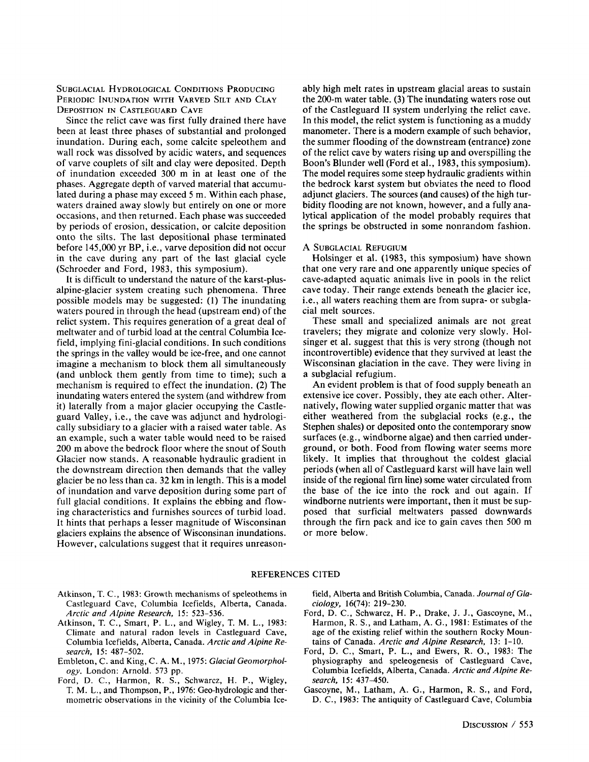### Subglacial Hydrological Conditions Producing Periodic Inundation with Varved Silt and Clay Deposition in Castleguard Cave

Since the relict cave was first fully drained there have been at least three phases of substantial and prolonged inundation. During each, some calcite speleothem and wall rock was dissolved by acidic waters, and sequences of varve couplets of silt and clay were deposited. Depth of inundation exceeded 300 m in at least one of the phases. Aggregate depth of varved material that accumulated during a phase may exceed 5 m. Within each phase, waters drained away slowly but entirely on one or more occasions, and then returned. Each phase was succeeded by periods of erosion, dessication, or calcite deposition onto the silts. The last depositional phase terminated before 145,000 yr BP, i.e., varve deposition did not occur in the cave during any part of the last glacial cycle (Schroeder and Ford, 1983, this symposium).

It is difficult to understand the nature of the karst-plus-alpine-glacier system creating such phenomena. Three possible models may be suggested: (1) The inundating waters poured in through the head (upstream end) of the relict system. This requires generation of a great deal of meltwater and of turbid load at the central Columbia Icefield, implying fini-glacial conditions. In such conditions the springs in the valley would be ice-free, and one cannot imagine a mechanism to block them all simultaneously (and unblock them gently from time to time); such a mechanism is required to effect the inundation. (2) The inundating waters entered the system (and withdrew from it) laterally from a major glacier occupying the Castleguard Valley, i.e., the cave was adjunct and hydrologically subsidiary to a glacier with a raised water table. As an example, such a water table would need to be raised 200 m above the bedrock floor where the snout of South Glacier now stands. A reasonable hydraulic gradient in the downstream direction then demands that the valley glacier be no less than ca. 32 km in length. This is a model of inundation and varve deposition during some part of full glacial conditions. It explains the ebbing and flowing characteristics and furnishes sources of turbid load. It hints that perhaps a lesser magnitude of Wisconsinan glaciers explains the absence of Wisconsinan inundations. However, calculations suggest that it requires unreasonably high melt rates in upstream glacial areas to sustain the 200-m water table. (3) The inundating waters rose out of the Castleguard II system underlying the relict cave. In this model, the relict system is functioning as a muddy manometer. There is a modern example of such behavior, the summer flooding of the downstream (entrance) zone of the relict cave by waters rising up and overspilling the Boon's Blunder well (Ford et al., 1983, this symposium). The model requires some steep hydraulic gradients within the bedrock karst system but obviates the need to flood adjunct glaciers. The sources (and causes) of the high turbidity flooding are not known, however, and a fully analytical application of the model probably requires that the springs be obstructed in some nonrandom fashion.

### A Subglacial Refugium

Holsinger et al. (1983, this symposium) have shown that one very rare and one apparently unique species of cave-adapted aquatic animals live in pools in the relict cave today. Their range extends beneath the glacier ice, i.e., all waters reaching them are from supra- or subglacial melt sources.

These small and specialized animals are not great travelers; they migrate and colonize very slowly. Holsinger et al. suggest that this is very strong (though not incontrovertible) evidence that they survived at least the Wisconsinan glaciation in the cave. They were living in a subglacial refugium.

An evident problem is that of food supply beneath an extensive ice cover. Possibly, they ate each other. Alternatively, flowing water supplied organic matter that was either weathered from the subglacial rocks (e.g., the Stephen shales) or deposited onto the contemporary snow surfaces (e.g., windborne algae) and then carried underground, or both. Food from flowing water seems more likely. It implies that throughout the coldest glacial periods (when all of Castleguard karst will have lain well inside of the regional firn line) some water circulated from the base of the ice into the rock and out again. If windborne nutrients were important, then it must be supposed that surficial meltwaters passed downwards through the firn pack and ice to gain caves then 500 m or more below.

## References Cited

Atkinson, T. C., 1983: Growth mechanisms of speleothems in Castleguard Cave, Columbia Icefields, Alberta, Canada. *Arctic and Alpine Research,* 15: 523–536.

Atkinson, T. C., Smart, P. L., and Wigley, T. M. L., 1983: Climate and natural radon levels in Castleguard Cave, Columbia Icefields, Alberta, Canada. *Arctic and Alpine Research,* 15: 487–502.

Embleton, C. and King, C. A. M., 1975: *Glacial Geomorphology.* London: Arnold. 573 pp.

Ford, D. C., Harmon, R. S., Schwarcz, H. P., Wigley, T. M. L., and Thompson, P., 1976: Geo-hydrologic and thermometric observations in the vicinity of the Columbia Icefield, Alberta and British Columbia, Canada. *Journal of Glaciology,* 16(74): 219–230.

Ford, D. C., Schwarcz, H. P., Drake, J. J., Gascoyne, M., Harmon, R. S., and Latham, A. G., 1981: Estimates of the age of the existing relief within the southern Rocky Mountains of Canada. *Arctic and Alpine Research,* 13: 1–10.

Ford, D. C., Smart, P. L., and Ewers, R. O., 1983: The physiography and speleogenesis of Castleguard Cave, Columbia Icefields, Alberta, Canada. *Arctic and Alpine Research,* 15: 437–450.

Gascoyne, M., Latham, A. G., Harmon, R. S., and Ford, D. C., 1983: The antiquity of Castleguard Cave, Columbia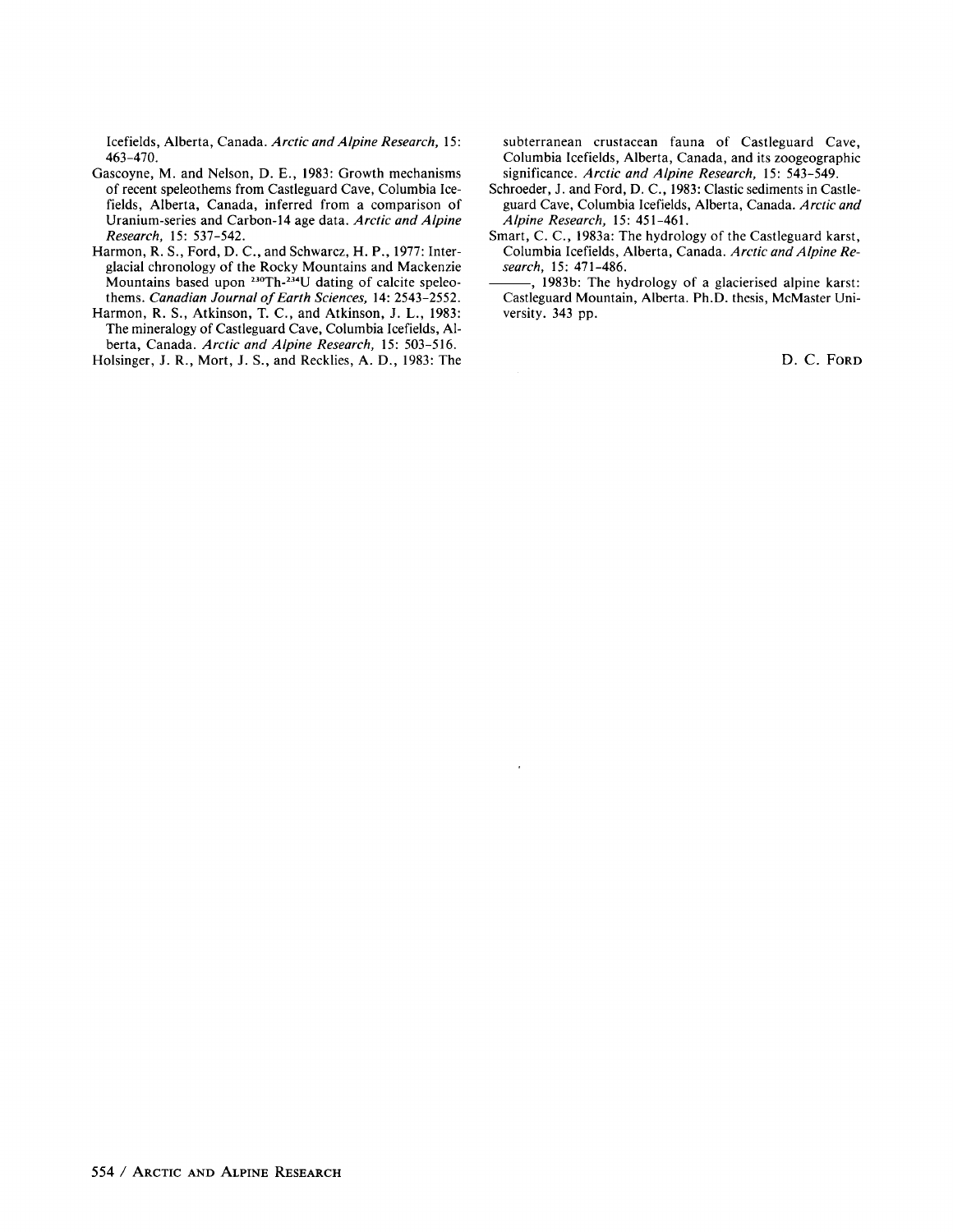Icefields, Alberta, Canada. *Arctic and Alpine Research,* 15: 463–470.

Gascoyne, M. and Nelson, D. E., 1983: Growth mechanisms of recent speleothems from Castleguard Cave, Columbia Icefields, Alberta, Canada, inferred from a comparison of Uranium-series and Carbon-14 age data. *Arctic and Alpine Research,* 15: 537–542.

Harmon, R. S., Ford, D. C., and Schwarcz, H. P., 1977: Interglacial chronology of the Rocky Mountains and Mackenzie Mountains based upon $^{230}Th$-$^{234}U$ dating of calcite speleothems. *Canadian Journal of Earth Sciences,* 14: 2543–2552.

Harmon, R. S., Atkinson, T. C., and Atkinson, J. L., 1983: The mineralogy of Castleguard Cave, Columbia Icefields, Alberta, Canada. *Arctic and Alpine Research,* 15: 503–516.

Holsinger, J. R., Mort, J. S., and Recklies, A. D., 1983: The subterranean crustacean fauna of Castleguard Cave, Columbia Icefields, Alberta, Canada, and its zoogeographic significance. *Arctic and Alpine Research,* 15: 543–549.

Schroeder, J. and Ford, D. C., 1983: Clastic sediments in Castleguard Cave, Columbia Icefields, Alberta, Canada. *Arctic and Alpine Research,* 15: 451–461.

Smart, C. C., 1983a: The hydrology of the Castleguard karst, Columbia Icefields, Alberta, Canada. *Arctic and Alpine Research,* 15: 471–486.

———, 1983b: The hydrology of a glacierised alpine karst: Castleguard Mountain, Alberta. Ph.D. thesis, McMaster University. 343 pp.

D. C. Ford